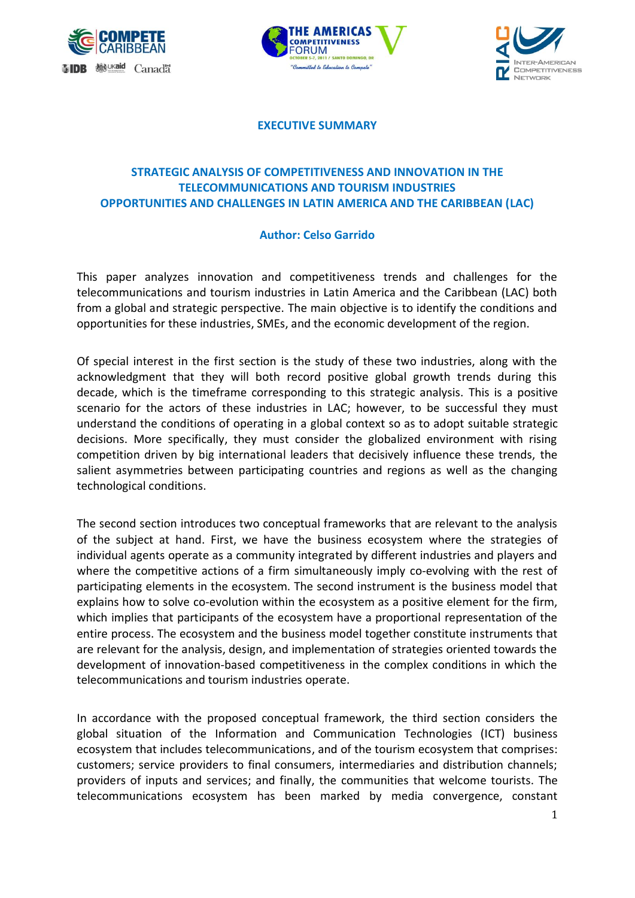# EXECUTIVE SUMMARY

## STRATEGIC ANALYSIS OF COMPETITIVENESS AND INNOVATION IN THE TELECOMMUNICATIONS AND TOURISM INDUSTRIES OPPORTUNITIES AND CHALLENGES IN LATIN AMERICA AND THE CARIBBEAN (LAC)

**Author: Celso Garrido**

This paper analyzes innovation and competitiveness trends and challenges for the telecommunications and tourism industries in Latin America and the Caribbean (LAC) both from a global and strategic perspective. The main objective is to identify the conditions and opportunities for these industries, SMEs, and the economic development of the region.

Of special interest in the first section is the study of these two industries, along with the acknowledgment that they will both record positive global growth trends during this decade, which is the timeframe corresponding to this strategic analysis. This is a positive scenario for the actors of these industries in LAC; however, to be successful they must understand the conditions of operating in a global context so as to adopt suitable strategic decisions. More specifically, they must consider the globalized environment with rising competition driven by big international leaders that decisively influence these trends, the salient asymmetries between participating countries and regions as well as the changing technological conditions.

The second section introduces two conceptual frameworks that are relevant to the analysis of the subject at hand. First, we have the business ecosystem where the strategies of individual agents operate as a community integrated by different industries and players and where the competitive actions of a firm simultaneously imply co-evolving with the rest of participating elements in the ecosystem. The second instrument is the business model that explains how to solve co-evolution within the ecosystem as a positive element for the firm, which implies that participants of the ecosystem have a proportional representation of the entire process. The ecosystem and the business model together constitute instruments that are relevant for the analysis, design, and implementation of strategies oriented towards the development of innovation-based competitiveness in the complex conditions in which the telecommunications and tourism industries operate.

In accordance with the proposed conceptual framework, the third section considers the global situation of the Information and Communication Technologies (ICT) business ecosystem that includes telecommunications, and of the tourism ecosystem that comprises: customers; service providers to final consumers, intermediaries and distribution channels; providers of inputs and services; and finally, the communities that welcome tourists. The telecommunications ecosystem has been marked by media convergence, constant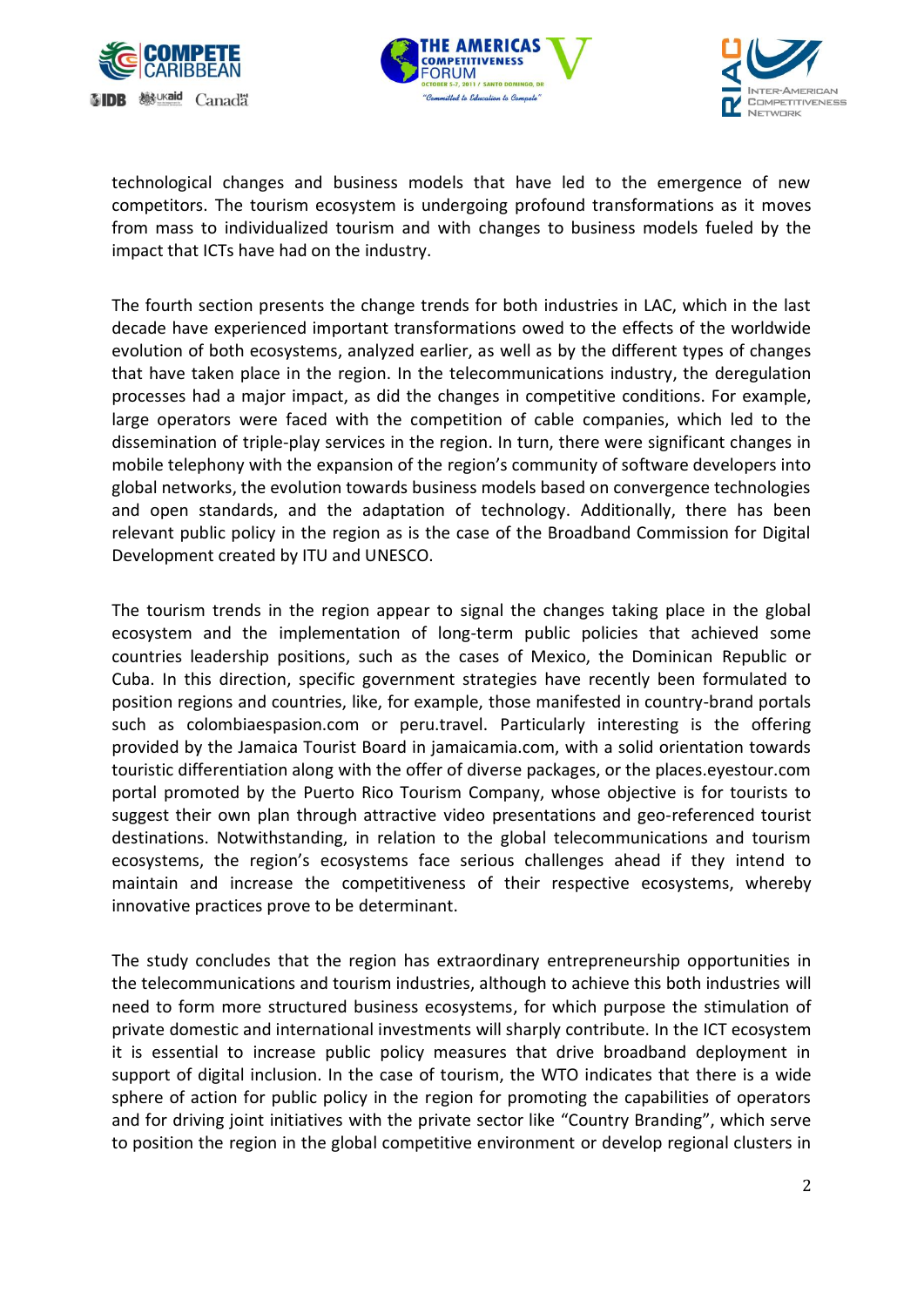technological changes and business models that have led to the emergence of new competitors. The tourism ecosystem is undergoing profound transformations as it moves from mass to individualized tourism and with changes to business models fueled by the impact that ICTs have had on the industry.

The fourth section presents the change trends for both industries in LAC, which in the last decade have experienced important transformations owed to the effects of the worldwide evolution of both ecosystems, analyzed earlier, as well as by the different types of changes that have taken place in the region. In the telecommunications industry, the deregulation processes had a major impact, as did the changes in competitive conditions. For example, large operators were faced with the competition of cable companies, which led to the dissemination of triple-play services in the region. In turn, there were significant changes in mobile telephony with the expansion of the region's community of software developers into global networks, the evolution towards business models based on convergence technologies and open standards, and the adaptation of technology. Additionally, there has been relevant public policy in the region as is the case of the Broadband Commission for Digital Development created by ITU and UNESCO.

The tourism trends in the region appear to signal the changes taking place in the global ecosystem and the implementation of long-term public policies that achieved some countries leadership positions, such as the cases of Mexico, the Dominican Republic or Cuba. In this direction, specific government strategies have recently been formulated to position regions and countries, like, for example, those manifested in country-brand portals such as colombiaespasion.com or peru.travel. Particularly interesting is the offering provided by the Jamaica Tourist Board in jamaicamia.com, with a solid orientation towards touristic differentiation along with the offer of diverse packages, or the places.eyestour.com portal promoted by the Puerto Rico Tourism Company, whose objective is for tourists to suggest their own plan through attractive video presentations and geo-referenced tourist destinations. Notwithstanding, in relation to the global telecommunications and tourism ecosystems, the region's ecosystems face serious challenges ahead if they intend to maintain and increase the competitiveness of their respective ecosystems, whereby innovative practices prove to be determinant.

The study concludes that the region has extraordinary entrepreneurship opportunities in the telecommunications and tourism industries, although to achieve this both industries will need to form more structured business ecosystems, for which purpose the stimulation of private domestic and international investments will sharply contribute. In the ICT ecosystem it is essential to increase public policy measures that drive broadband deployment in support of digital inclusion. In the case of tourism, the WTO indicates that there is a wide sphere of action for public policy in the region for promoting the capabilities of operators and for driving joint initiatives with the private sector like "Country Branding", which serve to position the region in the global competitive environment or develop regional clusters in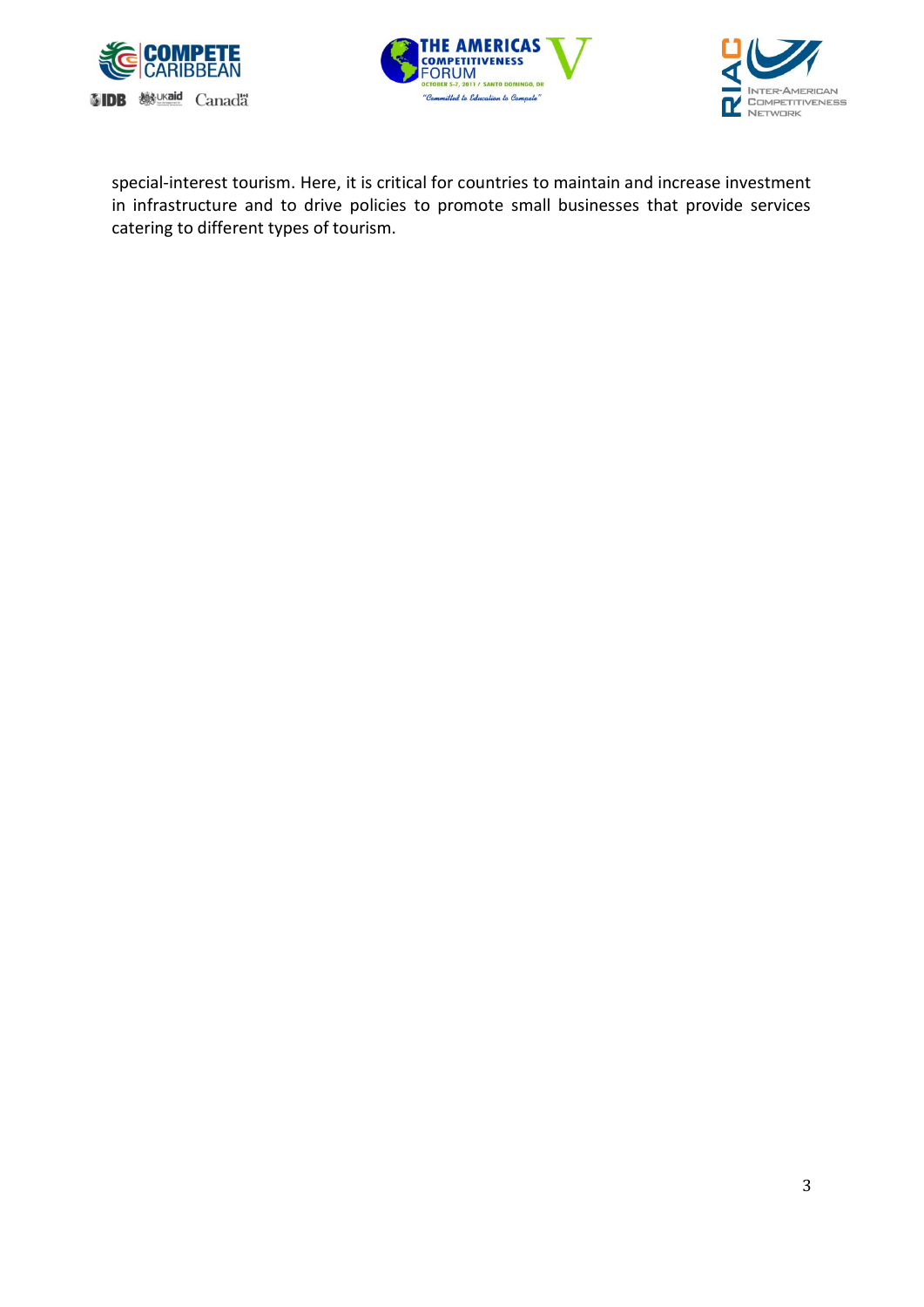special-interest tourism. Here, it is critical for countries to maintain and increase investment in infrastructure and to drive policies to promote small businesses that provide services catering to different types of tourism.